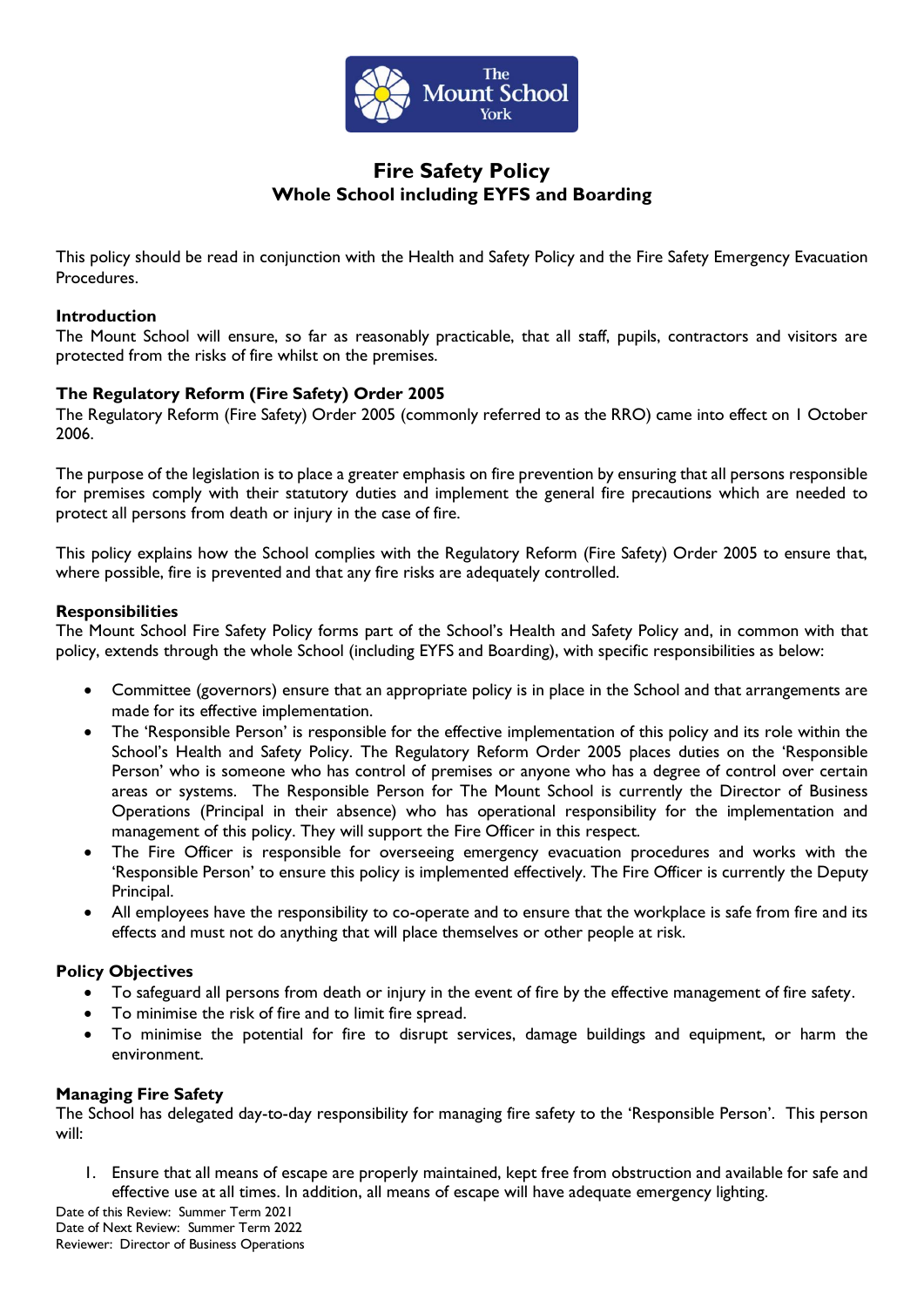# Fire Safety Policy

## Whole School including EYFS and Boarding

This policy should be read in conjunction with the Health and Safety Policy and the Fire Safety Emergency Evacuation Procedures.

### Introduction

The Mount School will ensure, so far as reasonably practicable, that all staff, pupils, contractors and visitors are protected from the risks of fire whilst on the premises.

### The Regulatory Reform (Fire Safety) Order 2005

The Regulatory Reform (Fire Safety) Order 2005 (commonly referred to as the RRO) came into effect on 1 October 2006.

The purpose of the legislation is to place a greater emphasis on fire prevention by ensuring that all persons responsible for premises comply with their statutory duties and implement the general fire precautions which are needed to protect all persons from death or injury in the case of fire.

This policy explains how the School complies with the Regulatory Reform (Fire Safety) Order 2005 to ensure that, where possible, fire is prevented and that any fire risks are adequately controlled.

### Responsibilities

The Mount School Fire Safety Policy forms part of the School's Health and Safety Policy and, in common with that policy, extends through the whole School (including EYFS and Boarding), with specific responsibilities as below:

- Committee (governors) ensure that an appropriate policy is in place in the School and that arrangements are made for its effective implementation.
- The 'Responsible Person' is responsible for the effective implementation of this policy and its role within the School's Health and Safety Policy. The Regulatory Reform Order 2005 places duties on the 'Responsible Person' who is someone who has control of premises or anyone who has a degree of control over certain areas or systems. The Responsible Person for The Mount School is currently the Director of Business Operations (Principal in their absence) who has operational responsibility for the implementation and management of this policy. They will support the Fire Officer in this respect.
- The Fire Officer is responsible for overseeing emergency evacuation procedures and works with the 'Responsible Person' to ensure this policy is implemented effectively. The Fire Officer is currently the Deputy Principal.
- All employees have the responsibility to co-operate and to ensure that the workplace is safe from fire and its effects and must not do anything that will place themselves or other people at risk.

### Policy Objectives

- To safeguard all persons from death or injury in the event of fire by the effective management of fire safety.
- To minimise the risk of fire and to limit fire spread.
- To minimise the potential for fire to disrupt services, damage buildings and equipment, or harm the environment.

### Managing Fire Safety

The School has delegated day-to-day responsibility for managing fire safety to the 'Responsible Person'. This person will:

1. Ensure that all means of escape are properly maintained, kept free from obstruction and available for safe and effective use at all times. In addition, all means of escape will have adequate emergency lighting.

Date of this Review: Summer Term 2021
Date of Next Review: Summer Term 2022
Reviewer: Director of Business Operations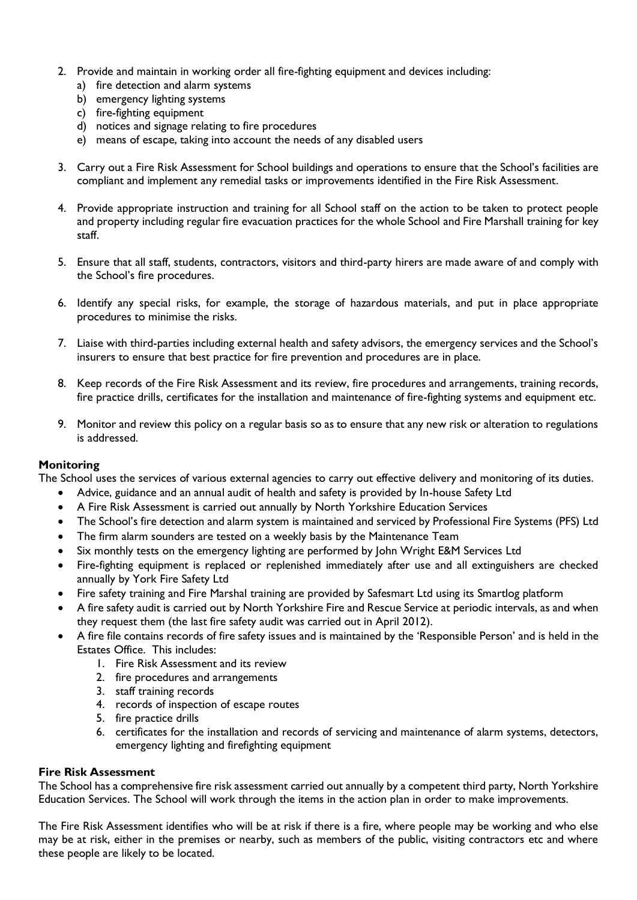2. Provide and maintain in working order all fire-fighting equipment and devices including:
   a) fire detection and alarm systems
   b) emergency lighting systems
   c) fire-fighting equipment
   d) notices and signage relating to fire procedures
   e) means of escape, taking into account the needs of any disabled users

3. Carry out a Fire Risk Assessment for School buildings and operations to ensure that the School's facilities are compliant and implement any remedial tasks or improvements identified in the Fire Risk Assessment.

4. Provide appropriate instruction and training for all School staff on the action to be taken to protect people and property including regular fire evacuation practices for the whole School and Fire Marshall training for key staff.

5. Ensure that all staff, students, contractors, visitors and third-party hirers are made aware of and comply with the School's fire procedures.

6. Identify any special risks, for example, the storage of hazardous materials, and put in place appropriate procedures to minimise the risks.

7. Liaise with third-parties including external health and safety advisors, the emergency services and the School's insurers to ensure that best practice for fire prevention and procedures are in place.

8. Keep records of the Fire Risk Assessment and its review, fire procedures and arrangements, training records, fire practice drills, certificates for the installation and maintenance of fire-fighting systems and equipment etc.

9. Monitor and review this policy on a regular basis so as to ensure that any new risk or alteration to regulations is addressed.

**Monitoring**

The School uses the services of various external agencies to carry out effective delivery and monitoring of its duties.

- Advice, guidance and an annual audit of health and safety is provided by In-house Safety Ltd
- A Fire Risk Assessment is carried out annually by North Yorkshire Education Services
- The School's fire detection and alarm system is maintained and serviced by Professional Fire Systems (PFS) Ltd
- The firm alarm sounders are tested on a weekly basis by the Maintenance Team
- Six monthly tests on the emergency lighting are performed by John Wright E&M Services Ltd
- Fire-fighting equipment is replaced or replenished immediately after use and all extinguishers are checked annually by York Fire Safety Ltd
- Fire safety training and Fire Marshal training are provided by Safesmart Ltd using its Smartlog platform
- A fire safety audit is carried out by North Yorkshire Fire and Rescue Service at periodic intervals, as and when they request them (the last fire safety audit was carried out in April 2012).
- A fire file contains records of fire safety issues and is maintained by the 'Responsible Person' and is held in the Estates Office. This includes:
  1. Fire Risk Assessment and its review
  2. fire procedures and arrangements
  3. staff training records
  4. records of inspection of escape routes
  5. fire practice drills
  6. certificates for the installation and records of servicing and maintenance of alarm systems, detectors, emergency lighting and firefighting equipment

**Fire Risk Assessment**

The School has a comprehensive fire risk assessment carried out annually by a competent third party, North Yorkshire Education Services. The School will work through the items in the action plan in order to make improvements.

The Fire Risk Assessment identifies who will be at risk if there is a fire, where people may be working and who else may be at risk, either in the premises or nearby, such as members of the public, visiting contractors etc and where these people are likely to be located.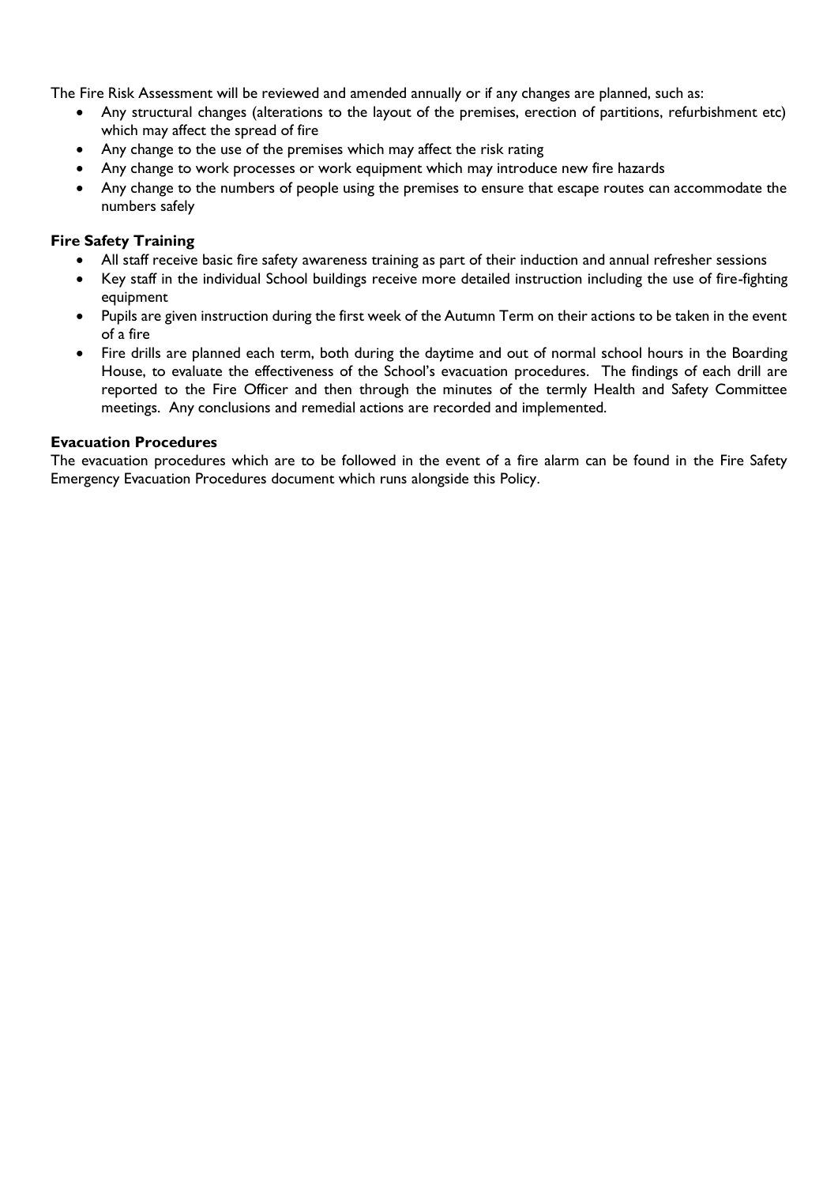The Fire Risk Assessment will be reviewed and amended annually or if any changes are planned, such as:

- Any structural changes (alterations to the layout of the premises, erection of partitions, refurbishment etc) which may affect the spread of fire
- Any change to the use of the premises which may affect the risk rating
- Any change to work processes or work equipment which may introduce new fire hazards
- Any change to the numbers of people using the premises to ensure that escape routes can accommodate the numbers safely

**Fire Safety Training**

- All staff receive basic fire safety awareness training as part of their induction and annual refresher sessions
- Key staff in the individual School buildings receive more detailed instruction including the use of fire-fighting equipment
- Pupils are given instruction during the first week of the Autumn Term on their actions to be taken in the event of a fire
- Fire drills are planned each term, both during the daytime and out of normal school hours in the Boarding House, to evaluate the effectiveness of the School's evacuation procedures. The findings of each drill are reported to the Fire Officer and then through the minutes of the termly Health and Safety Committee meetings. Any conclusions and remedial actions are recorded and implemented.

**Evacuation Procedures**

The evacuation procedures which are to be followed in the event of a fire alarm can be found in the Fire Safety Emergency Evacuation Procedures document which runs alongside this Policy.